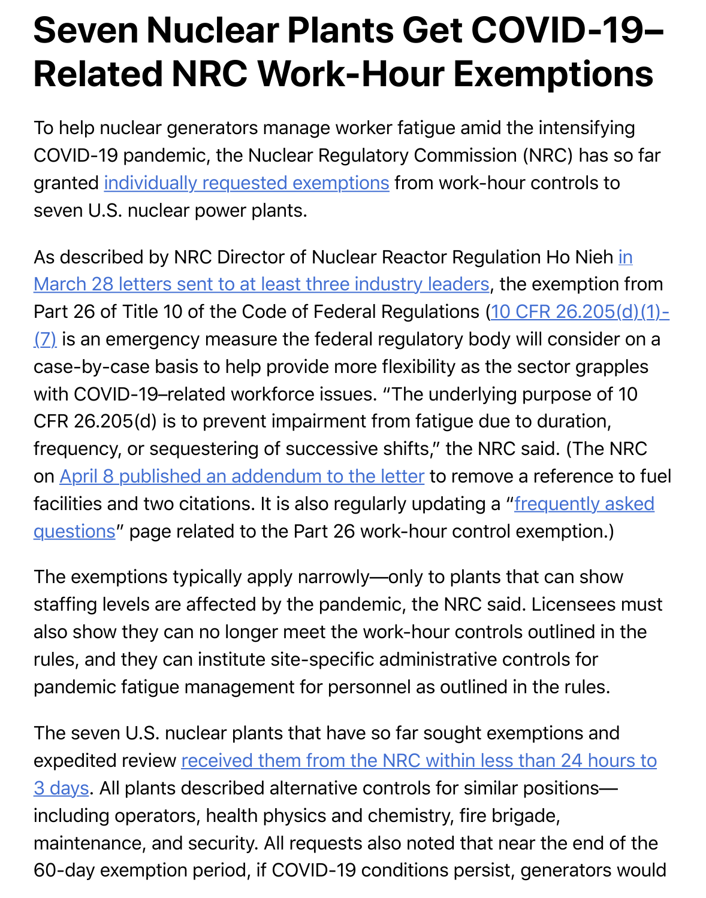# Seven Nuclear Plants Get COVID-19–Related NRC Work-Hour Exemptions

To help nuclear generators manage worker fatigue amid the intensifying COVID-19 pandemic, the Nuclear Regulatory Commission (NRC) has so far granted individually requested exemptions from work-hour controls to seven U.S. nuclear power plants.

As described by NRC Director of Nuclear Reactor Regulation Ho Nieh in March 28 letters sent to at least three industry leaders, the exemption from Part 26 of Title 10 of the Code of Federal Regulations (10 CFR 26.205(d)(1)-(7) is an emergency measure the federal regulatory body will consider on a case-by-case basis to help provide more flexibility as the sector grapples with COVID-19–related workforce issues. "The underlying purpose of 10 CFR 26.205(d) is to prevent impairment from fatigue due to duration, frequency, or sequestering of successive shifts," the NRC said. (The NRC on April 8 published an addendum to the letter to remove a reference to fuel facilities and two citations. It is also regularly updating a "frequently asked questions" page related to the Part 26 work-hour control exemption.)

The exemptions typically apply narrowly—only to plants that can show staffing levels are affected by the pandemic, the NRC said. Licensees must also show they can no longer meet the work-hour controls outlined in the rules, and they can institute site-specific administrative controls for pandemic fatigue management for personnel as outlined in the rules.

The seven U.S. nuclear plants that have so far sought exemptions and expedited review received them from the NRC within less than 24 hours to 3 days. All plants described alternative controls for similar positions—including operators, health physics and chemistry, fire brigade, maintenance, and security. All requests also noted that near the end of the 60-day exemption period, if COVID-19 conditions persist, generators would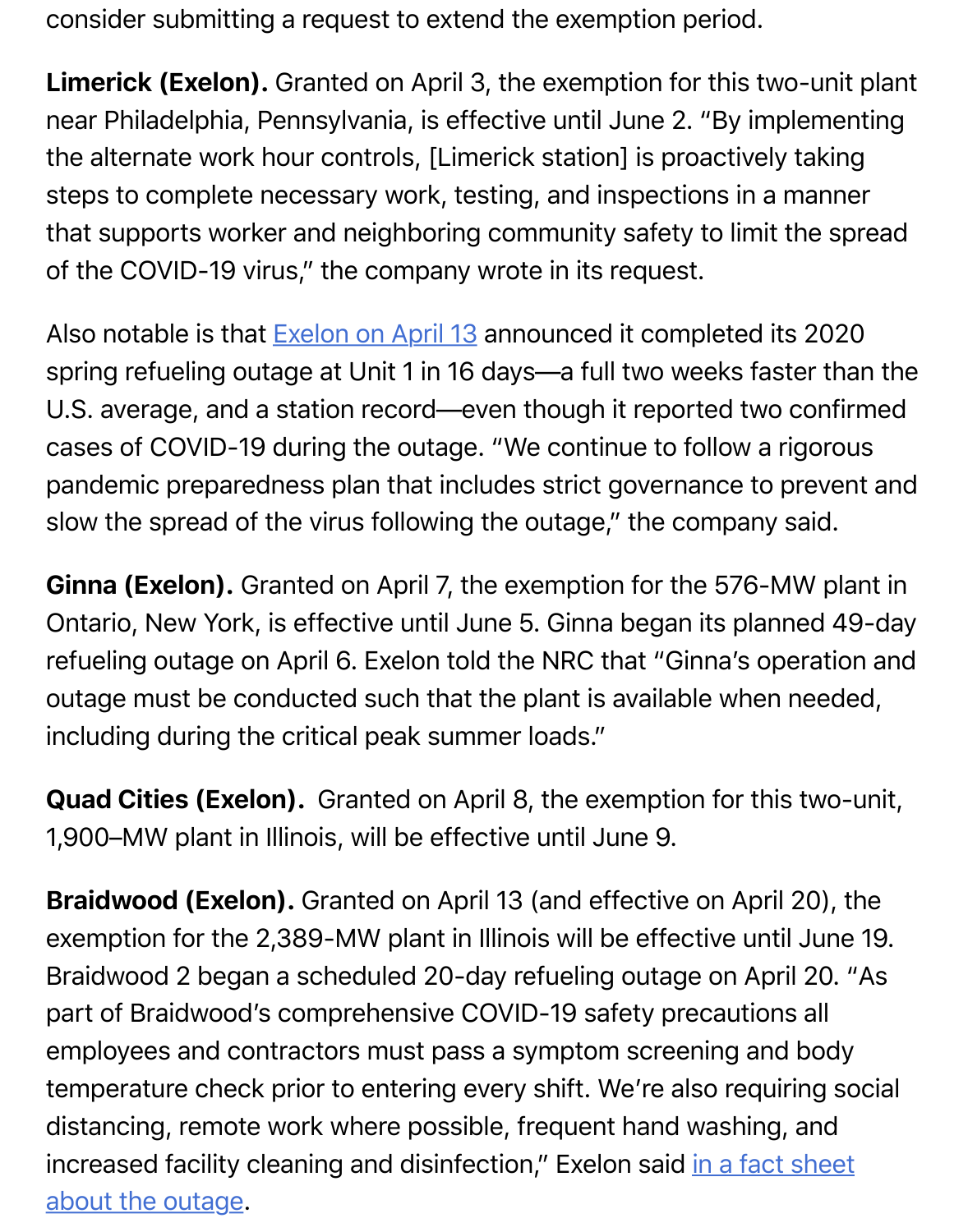consider submitting a request to extend the exemption period.

**Limerick (Exelon).** Granted on April 3, the exemption for this two-unit plant near Philadelphia, Pennsylvania, is effective until June 2. "By implementing the alternate work hour controls, [Limerick station] is proactively taking steps to complete necessary work, testing, and inspections in a manner that supports worker and neighboring community safety to limit the spread of the COVID-19 virus," the company wrote in its request.

Also notable is that Exelon on April 13 announced it completed its 2020 spring refueling outage at Unit 1 in 16 days—a full two weeks faster than the U.S. average, and a station record—even though it reported two confirmed cases of COVID-19 during the outage. "We continue to follow a rigorous pandemic preparedness plan that includes strict governance to prevent and slow the spread of the virus following the outage," the company said.

**Ginna (Exelon).** Granted on April 7, the exemption for the 576-MW plant in Ontario, New York, is effective until June 5. Ginna began its planned 49-day refueling outage on April 6. Exelon told the NRC that "Ginna's operation and outage must be conducted such that the plant is available when needed, including during the critical peak summer loads."

**Quad Cities (Exelon).** Granted on April 8, the exemption for this two-unit, 1,900–MW plant in Illinois, will be effective until June 9.

**Braidwood (Exelon).** Granted on April 13 (and effective on April 20), the exemption for the 2,389-MW plant in Illinois will be effective until June 19. Braidwood 2 began a scheduled 20-day refueling outage on April 20. "As part of Braidwood's comprehensive COVID-19 safety precautions all employees and contractors must pass a symptom screening and body temperature check prior to entering every shift. We're also requiring social distancing, remote work where possible, frequent hand washing, and increased facility cleaning and disinfection," Exelon said in a fact sheet about the outage.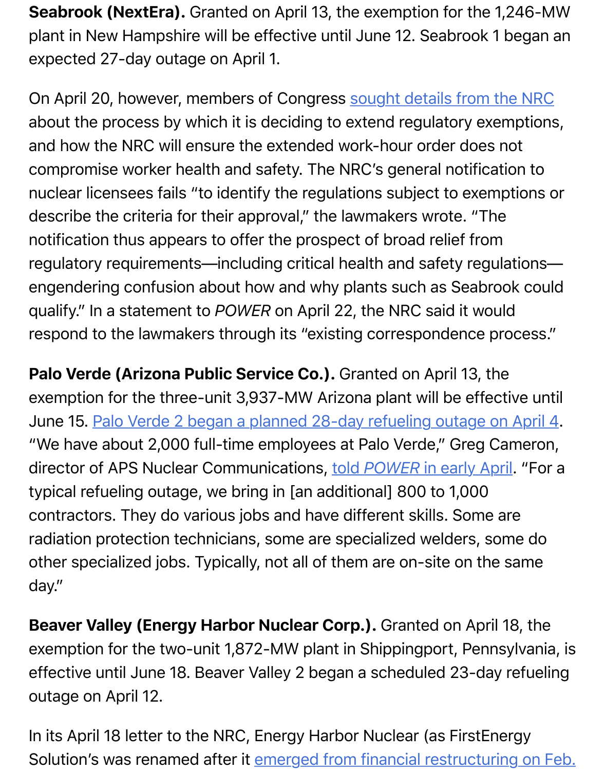**Seabrook (NextEra).** Granted on April 13, the exemption for the 1,246-MW plant in New Hampshire will be effective until June 12. Seabrook 1 began an expected 27-day outage on April 1.

On April 20, however, members of Congress [sought details from the NRC](#) about the process by which it is deciding to extend regulatory exemptions, and how the NRC will ensure the extended work-hour order does not compromise worker health and safety. The NRC's general notification to nuclear licensees fails "to identify the regulations subject to exemptions or describe the criteria for their approval," the lawmakers wrote. "The notification thus appears to offer the prospect of broad relief from regulatory requirements—including critical health and safety regulations—engendering confusion about how and why plants such as Seabrook could qualify." In a statement to *POWER* on April 22, the NRC said it would respond to the lawmakers through its "existing correspondence process."

**Palo Verde (Arizona Public Service Co.).** Granted on April 13, the exemption for the three-unit 3,937-MW Arizona plant will be effective until June 15. [Palo Verde 2 began a planned 28-day refueling outage on April 4](#). "We have about 2,000 full-time employees at Palo Verde," Greg Cameron, director of APS Nuclear Communications, [told *POWER* in early April](#). "For a typical refueling outage, we bring in [an additional] 800 to 1,000 contractors. They do various jobs and have different skills. Some are radiation protection technicians, some are specialized welders, some do other specialized jobs. Typically, not all of them are on-site on the same day."

**Beaver Valley (Energy Harbor Nuclear Corp.).** Granted on April 18, the exemption for the two-unit 1,872-MW plant in Shippingport, Pennsylvania, is effective until June 18. Beaver Valley 2 began a scheduled 23-day refueling outage on April 12.

In its April 18 letter to the NRC, Energy Harbor Nuclear (as FirstEnergy Solution's was renamed after it [emerged from financial restructuring on Feb.](#)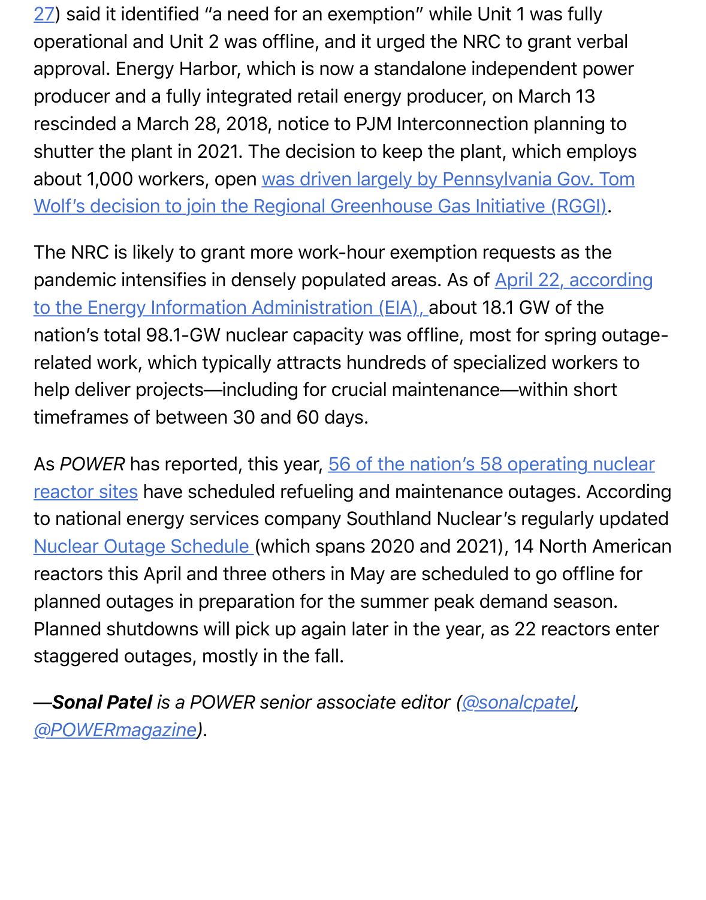27) said it identified "a need for an exemption" while Unit 1 was fully operational and Unit 2 was offline, and it urged the NRC to grant verbal approval. Energy Harbor, which is now a standalone independent power producer and a fully integrated retail energy producer, on March 13 rescinded a March 28, 2018, notice to PJM Interconnection planning to shutter the plant in 2021. The decision to keep the plant, which employs about 1,000 workers, open was driven largely by Pennsylvania Gov. Tom Wolf's decision to join the Regional Greenhouse Gas Initiative (RGGI).

The NRC is likely to grant more work-hour exemption requests as the pandemic intensifies in densely populated areas. As of April 22, according to the Energy Information Administration (EIA), about 18.1 GW of the nation's total 98.1-GW nuclear capacity was offline, most for spring outage-related work, which typically attracts hundreds of specialized workers to help deliver projects—including for crucial maintenance—within short timeframes of between 30 and 60 days.

As *POWER* has reported, this year, 56 of the nation's 58 operating nuclear reactor sites have scheduled refueling and maintenance outages. According to national energy services company Southland Nuclear's regularly updated Nuclear Outage Schedule (which spans 2020 and 2021), 14 North American reactors this April and three others in May are scheduled to go offline for planned outages in preparation for the summer peak demand season. Planned shutdowns will pick up again later in the year, as 22 reactors enter staggered outages, mostly in the fall.

*—**Sonal Patel** is a POWER senior associate editor (@sonalcpatel, @POWERmagazine).*